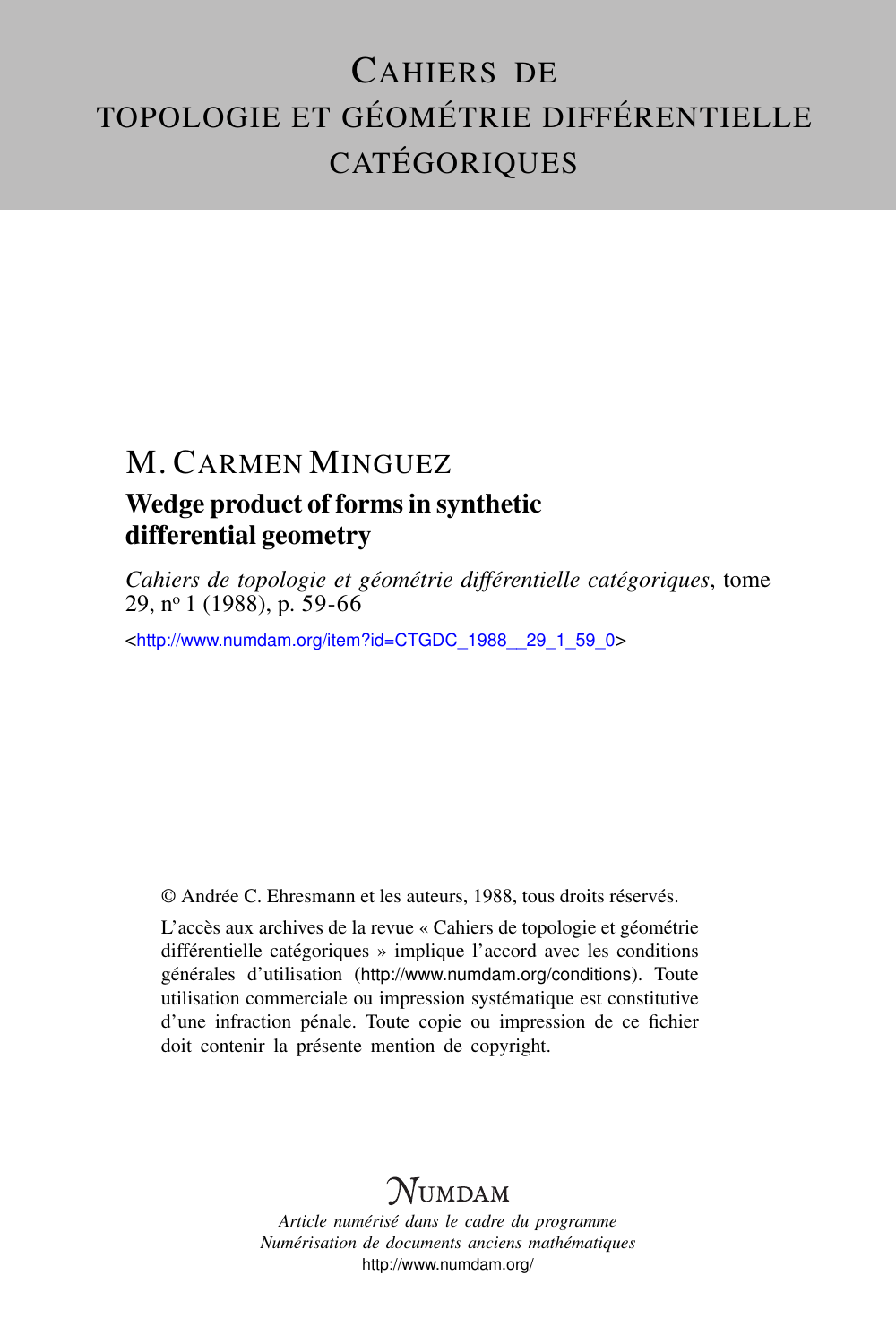# CAHIERS DE TOPOLOGIE ET GÉOMÉTRIE DIFFÉRENTIELLE CATÉGORIQUES

## M. CARMEN MINGUEZ

### Wedge product of forms in synthetic differential geometry

*Cahiers de topologie et géométrie différentielle catégoriques*, tome 29, n° 1 (1988), p. 59-66

<http://www.numdam.org/item?id=CTGDC_1988__29_1_59_0>

© Andrée C. Ehresmann et les auteurs, 1988, tous droits réservés.

L'accès aux archives de la revue « Cahiers de topologie et géométrie différentielle catégoriques » implique l'accord avec les conditions générales d'utilisation (http://www.numdam.org/conditions). Toute utilisation commerciale ou impression systématique est constitutive d'une infraction pénale. Toute copie ou impression de ce fichier doit contenir la présente mention de copyright.

NUMDAM

*Article numérisé dans le cadre du programme Numérisation de documents anciens mathématiques*
http://www.numdam.org/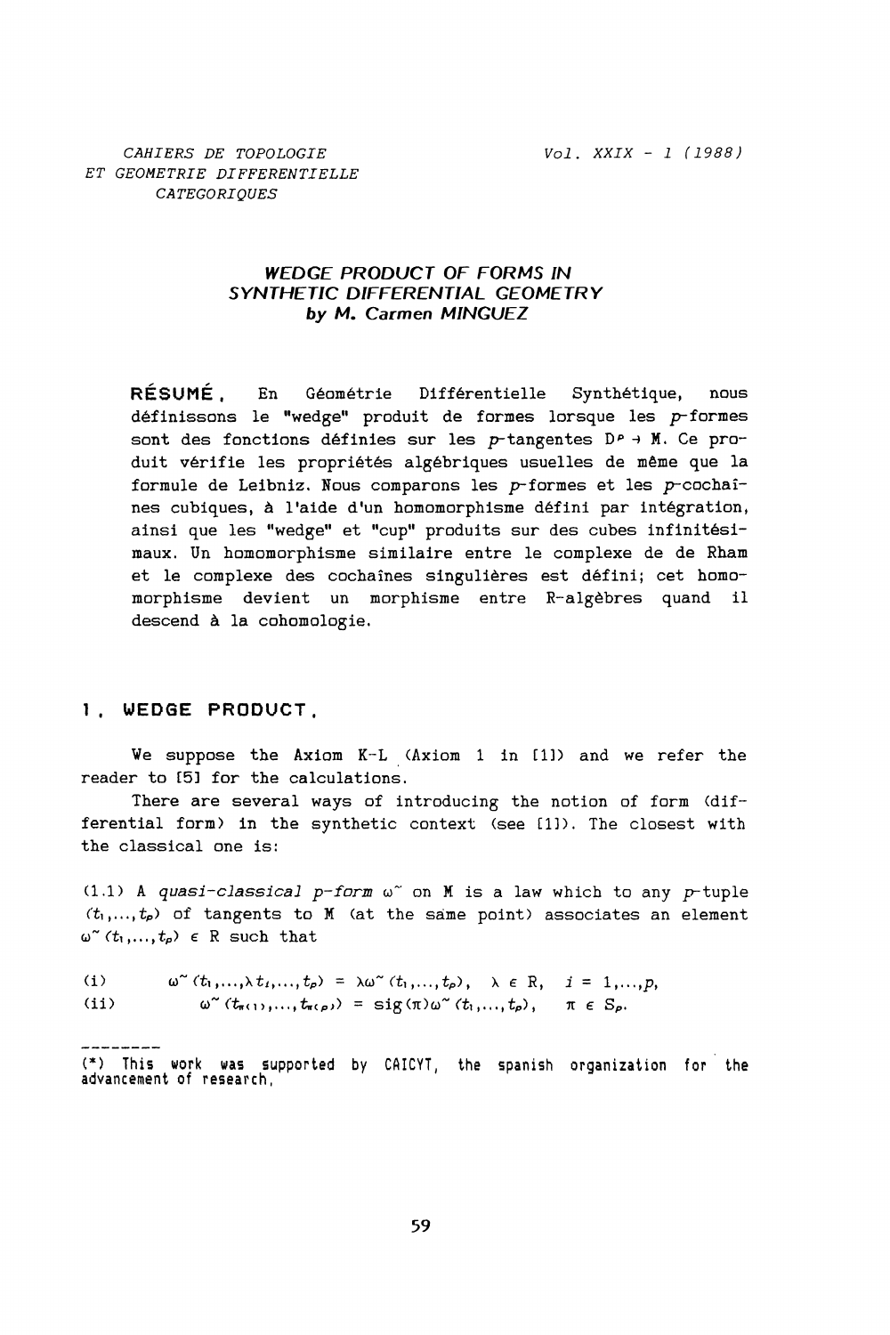CAHIERS DE TOPOLOGIE ET GEOMETRIE DIFFERENTIELLE CATEGORIQUES

# WEDGE PRODUCT OF FORMS IN SYNTHETIC DIFFERENTIAL GEOMETRY

**by M. Carmen MINGUEZ**

**RÉSUMÉ.** En Géométrie Différentielle Synthétique, nous définissons le "wedge" produit de formes lorsque les $p$-formes sont des fonctions définies sur les $p$-tangentes $D^p \to M$. Ce produit vérifie les propriétés algébriques usuelles de même que la formule de Leibniz. Nous comparons les $p$-formes et les $p$-cochaînes cubiques, à l'aide d'un homomorphisme défini par intégration, ainsi que les "wedge" et "cup" produits sur des cubes infinitésimaux. Un homomorphisme similaire entre le complexe de de Rham et le complexe des cochaînes singulières est défini; cet homomorphisme devient un morphisme entre R-algèbres quand il descend à la cohomologie.

## 1. WEDGE PRODUCT.

We suppose the Axiom K-L (Axiom 1 in [1]) and we refer the reader to [5] for the calculations.

There are several ways of introducing the notion of form (differential form) in the synthetic context (see [1]). The closest with the classical one is:

(1.1) A *quasi-classical p-form* $\omega^{\sim}$ on $M$ is a law which to any $p$-tuple $(t_1,\dots,t_p)$ of tangents to $M$ (at the same point) associates an element $\omega^{\sim}(t_1,\dots,t_p) \in R$ such that

(i) $\quad \omega^{\sim}(t_1,\dots,\lambda t_i,\dots,t_p) = \lambda\omega^{\sim}(t_1,\dots,t_p), \quad \lambda \in R, \quad i = 1,\dots,p,$

(ii) $\quad \omega^{\sim}(t_{\pi(1)},\dots,t_{\pi(p)}) = \mathrm{sig}(\pi)\omega^{\sim}(t_1,\dots,t_p), \quad \pi \in S_p.$

---

(*) This work was supported by CAICYT, the spanish organization for the advancement of research.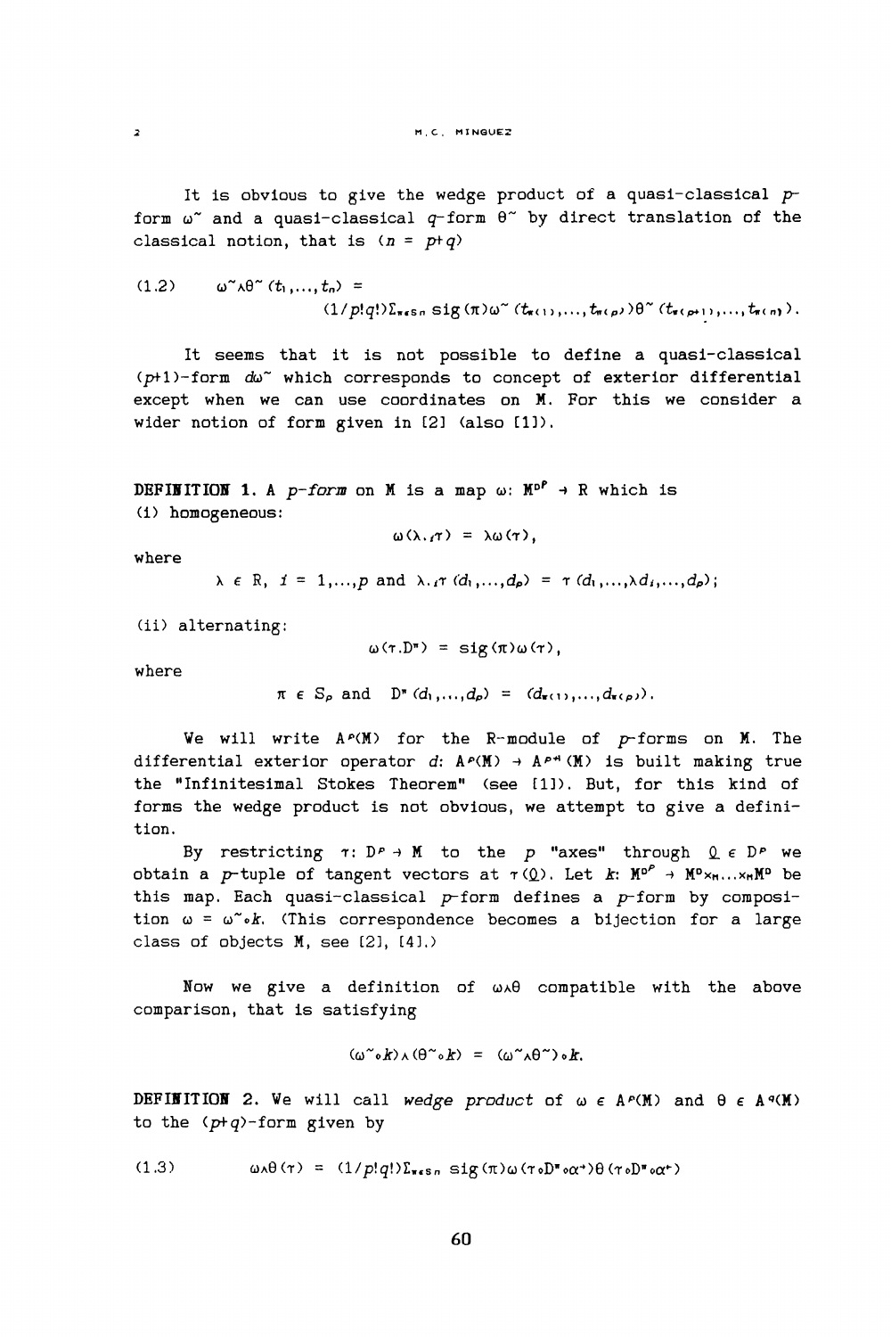It is obvious to give the wedge product of a quasi-classical $p$-form $\omega^{\sim}$ and a quasi-classical $q$-form $\theta^{\sim}$ by direct translation of the classical notion, that is ($n = p+q$)

$$(1.2) \qquad \omega^{\sim}\wedge\theta^{\sim}(t_1,\ldots,t_n) = (1/p!q!)\Sigma_{\pi\in S_n} \operatorname{sig}(\pi)\omega^{\sim}(t_{\pi(1)},\ldots,t_{\pi(p)})\theta^{\sim}(t_{\pi(p+1)},\ldots,t_{\pi(n)}).$$

It seems that it is not possible to define a quasi-classical $(p+1)$-form $d\omega^{\sim}$ which corresponds to concept of exterior differential except when we can use coordinates on $M$. For this we consider a wider notion of form given in [2] (also [1]).

**DEFINITION 1.** A *p-form* on $M$ is a map $\omega\colon M^{D^p} \to R$ which is
(i) homogeneous:

$$\omega(\lambda._i\tau) = \lambda\omega(\tau),$$

where

$$\lambda \in R,\ i = 1,\ldots,p \text{ and } \lambda._i\tau(d_1,\ldots,d_p) = \tau(d_1,\ldots,\lambda d_i,\ldots,d_p);$$

(ii) alternating:

$$\omega(\tau.D^{\pi}) = \operatorname{sig}(\pi)\omega(\tau),$$

where

$$\pi \in S_p \text{ and } D^{\pi}(d_1,\ldots,d_p) = (d_{\pi(1)},\ldots,d_{\pi(p)}).$$

We will write $A^p(M)$ for the $R$-module of $p$-forms on $M$. The differential exterior operator $d\colon A^p(M) \to A^{p+1}(M)$ is built making true the "Infinitesimal Stokes Theorem" (see [1]). But, for this kind of forms the wedge product is not obvious, we attempt to give a definition.

By restricting $\tau\colon D^p \to M$ to the $p$ "axes" through $\underline{0} \in D^p$ we obtain a $p$-tuple of tangent vectors at $\tau(\underline{0})$. Let $k\colon M^{D^p} \to M^D\times_M\ldots\times_M M^D$ be this map. Each quasi-classical $p$-form defines a $p$-form by composition $\omega = \omega^{\sim}\circ k$. (This correspondence becomes a bijection for a large class of objects $M$, see [2], [4].)

Now we give a definition of $\omega\wedge\theta$ compatible with the above comparison, that is satisfying

$$(\omega^{\sim}\circ k)\wedge(\theta^{\sim}\circ k) = (\omega^{\sim}\wedge\theta^{\sim})\circ k.$$

**DEFINITION 2.** We will call *wedge product* of $\omega \in A^p(M)$ and $\theta \in A^q(M)$ to the $(p+q)$-form given by

$$(1.3) \qquad \omega\wedge\theta(\tau) = (1/p!q!)\Sigma_{\pi\in S_n} \operatorname{sig}(\pi)\omega(\tau\circ D^{\pi}\circ\alpha^{+})\theta(\tau\circ D^{\pi}\circ\alpha^{+})$$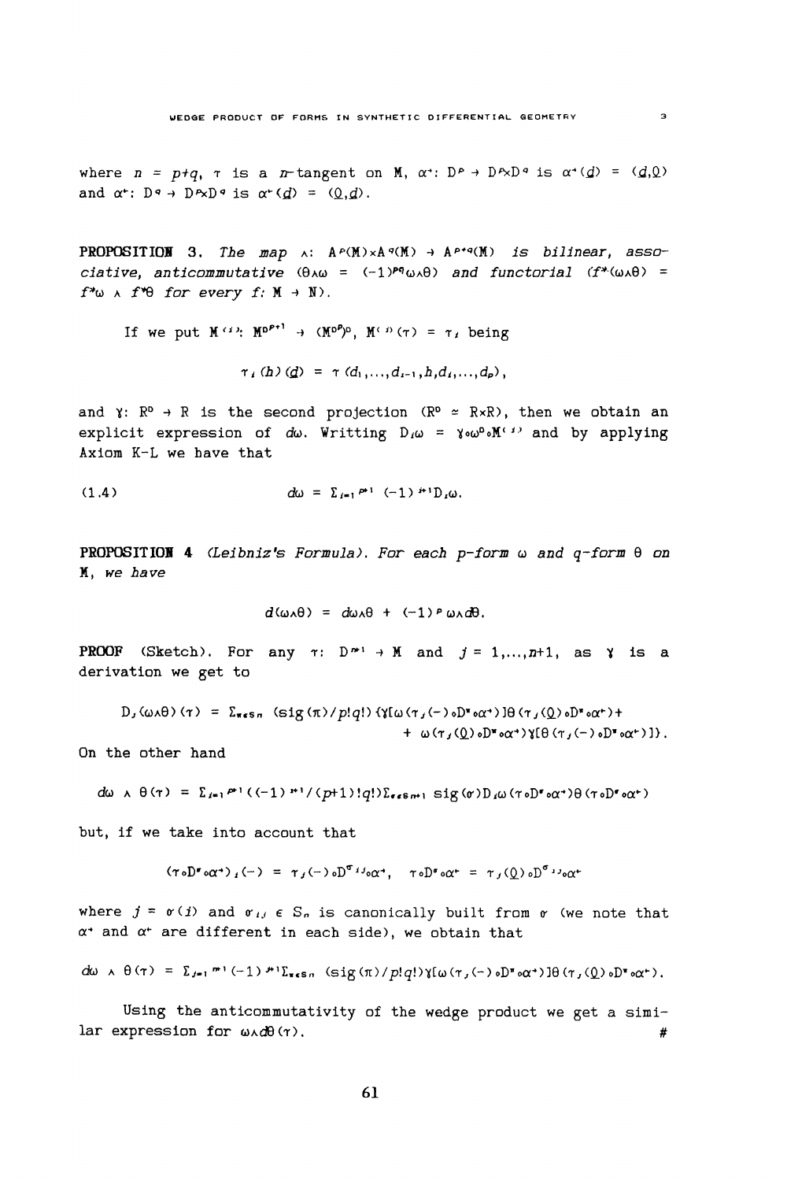where $n = p+q$, $\tau$ is a $n$-tangent on M, $\alpha^+: D^p \to D^p \times D^q$ is $\alpha^+(\underline{d}) = (\underline{d},\underline{0})$ and $\alpha^-: D^q \to D^p \times D^q$ is $\alpha^-(\underline{d}) = (\underline{0},\underline{d})$.

**PROPOSITION 3.** *The map* $\wedge: A^p(M)\times A^q(M) \to A^{p+q}(M)$ *is bilinear, associative, anticommutative* $(\theta\wedge\omega = (-1)^{pq}\omega\wedge\theta)$ *and functorial* $(f^*(\omega\wedge\theta) = f^*\omega \wedge f^*\theta$ *for every* $f\colon M \to N)$.

If we put $M^{(i)}: M^{D^{p+1}} \to (M^{D^p})^D$, $M^{(i)}(\tau) = \tau_i$ being

$$\tau_i(h)(\underline{d}) = \tau(d_1,\ldots,d_{i-1},h,d_i,\ldots,d_p),$$

and $\gamma: R^D \to R$ is the second projection ($R^D \simeq R\times R$), then we obtain an explicit expression of $d\omega$. Writting $D_i\omega = \gamma\circ\omega^D\circ M^{(i)}$ and by applying Axiom K-L we have that

$$(1.4) \qquad d\omega = \Sigma_{i=1}{}^{p+1}\ (-1)^{i+1} D_i\omega.$$

**PROPOSITION 4** *(Leibniz's Formula). For each p-form* $\omega$ *and q-form* $\theta$ *on* M, *we have*

$$d(\omega\wedge\theta) = d\omega\wedge\theta + (-1)^p\, \omega\wedge d\theta.$$

**PROOF** (Sketch). For any $\tau\colon D^{n+1} \to M$ and $j = 1,\ldots,n+1$, as $\gamma$ is a derivation we get to

$$D_j(\omega\wedge\theta)(\tau) = \Sigma_{\pi\in S_n}\ (\mathrm{sig}(\pi)/p!q!)\{\gamma[\omega(\tau_j(-)\circ D^\pi\circ\alpha^+)]\theta(\tau_j(\underline{0})\circ D^\pi\circ\alpha^-) + \\ + \omega(\tau_j(\underline{0})\circ D^\pi\circ\alpha^+)\gamma[\theta(\tau_j(-)\circ D^\pi\circ\alpha^-)]\}.$$

On the other hand

$$d\omega \wedge \theta(\tau) = \Sigma_{i=1}{}^{p+1}((-1)^{i+1}/(p+1)!q!)\Sigma_{\sigma\in S_{n+1}}\ \mathrm{sig}(\sigma) D_i\omega(\tau\circ D^\sigma\circ\alpha^+)\theta(\tau\circ D^\sigma\circ\alpha^-)$$

but, if we take into account that

$$(\tau\circ D^\sigma\circ\alpha^+)_i(-) = \tau_j(-)\circ D^{\sigma_{ij}}\circ\alpha^+, \quad \tau\circ D^\sigma\circ\alpha^- = \tau_j(\underline{0})\circ D^{\sigma_{ij}}\circ\alpha^-$$

where $j = \sigma(i)$ and $\sigma_{ij} \in S_n$ is canonically built from $\sigma$ (we note that $\alpha^+$ and $\alpha^-$ are different in each side), we obtain that

$$d\omega \wedge \theta(\tau) = \Sigma_{j=1}{}^{n+1}(-1)^{j+1}\Sigma_{\pi\in S_n}\ (\mathrm{sig}(\pi)/p!q!)\gamma[\omega(\tau_j(-)\circ D^\pi\circ\alpha^+)]\theta(\tau_j(\underline{0})\circ D^\pi\circ\alpha^-).$$

Using the anticommutativity of the wedge product we get a similar expression for $\omega\wedge d\theta(\tau)$. #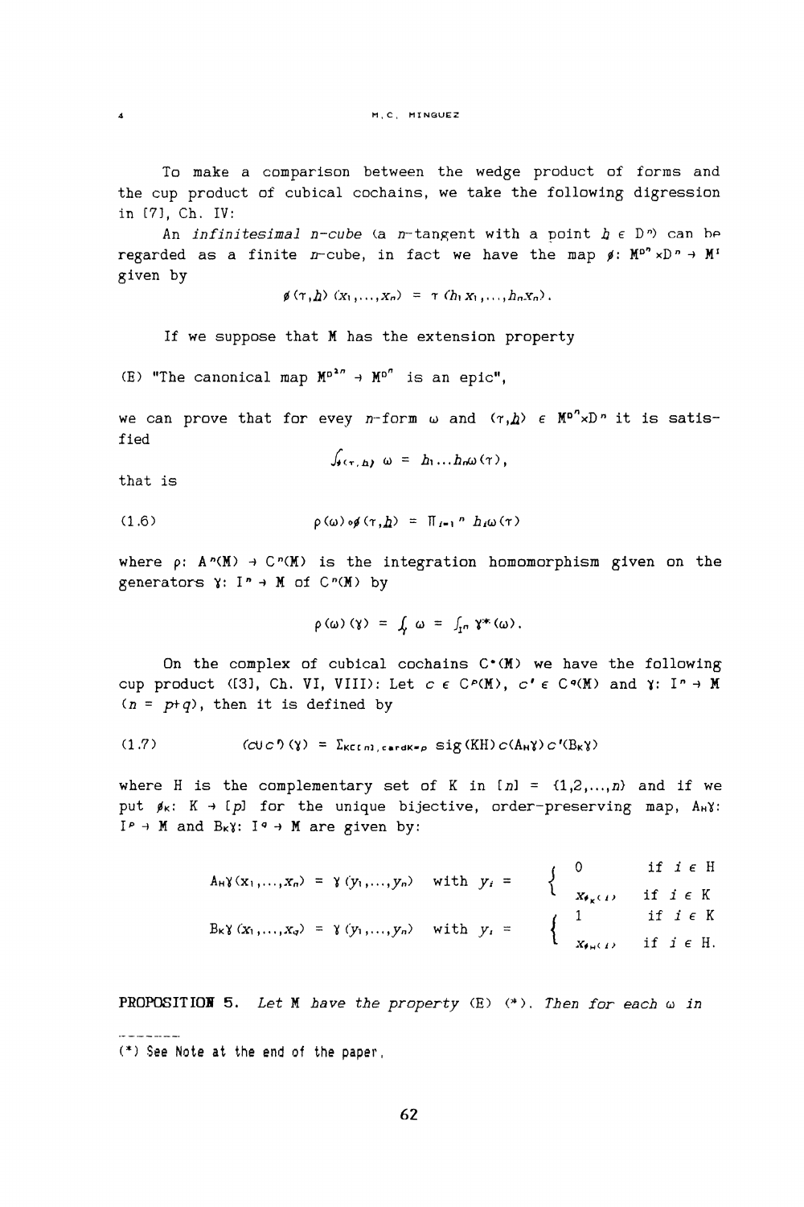To make a comparison between the wedge product of forms and the cup product of cubical cochains, we take the following digression in [7], Ch. IV:

An *infinitesimal n-cube* (a $n$-tangent with a point $\underline{h} \in D^n$) can be regarded as a finite $n$-cube, in fact we have the map $\phi$: $M^{D^n} \times D^n \to M^I$ given by

$$\phi(\tau, \underline{h})(x_1, \ldots, x_n) = \tau(h_1 x_1, \ldots, h_n x_n).$$

If we suppose that M has the extension property

(E) "The canonical map $M^{D^{2n}} \to M^{D^n}$ is an epic",

we can prove that for evey $n$-form $\omega$ and $(\tau, \underline{h}) \in M^{D^n} \times D^n$ it is satisfied

$$\int_{\phi(\tau,\underline{h})} \omega = h_1 \ldots h_n \omega(\tau),$$

that is

$$\rho(\omega) \circ \phi(\tau, \underline{h}) = \Pi_{i=1}{}^{n}\, h_i \omega(\tau) \tag{1.6}$$

where $\rho$: $A^n(M) \to C^n(M)$ is the integration homomorphism given on the generators $\gamma$: $I^n \to M$ of $C^n(M)$ by

$$\rho(\omega)(\gamma) = \int_\gamma \omega = \int_{I^n} \gamma^*(\omega).$$

On the complex of cubical cochains $C^\bullet(M)$ we have the following cup product ([3], Ch. VI, VIII): Let $c \in C^p(M)$, $c' \in C^q(M)$ and $\gamma$: $I^n \to M$ ($n = p+q$), then it is defined by

$$(c \cup c')(\gamma) = \Sigma_{K \subset [n], \mathrm{card} K = p} \operatorname{sig}(KH)\, c(A_H \gamma)\, c'(B_K \gamma) \tag{1.7}$$

where H is the complementary set of K in $[n] = \{1,2,\ldots,n\}$ and if we put $\phi_K$: $K \to [p]$ for the unique bijective, order-preserving map, $A_H\gamma$: $I^p \to M$ and $B_K\gamma$: $I^q \to M$ are given by:

$$A_H\gamma(x_1, \ldots, x_n) = \gamma(y_1, \ldots, y_n) \quad \text{with } y_i = \begin{cases} 0 & \text{if } i \in H \\ x_{\phi_K(i)} & \text{if } i \in K \end{cases}$$

$$B_K\gamma(x_1, \ldots, x_q) = \gamma(y_1, \ldots, y_n) \quad \text{with } y_i = \begin{cases} 1 & \text{if } i \in K \\ x_{\phi_H(i)} & \text{if } i \in H. \end{cases}$$

**PROPOSITION 5.** *Let* M *have the property* (E) (\*). *Then for each* $\omega$ *in*

---

(\*) See Note at the end of the paper.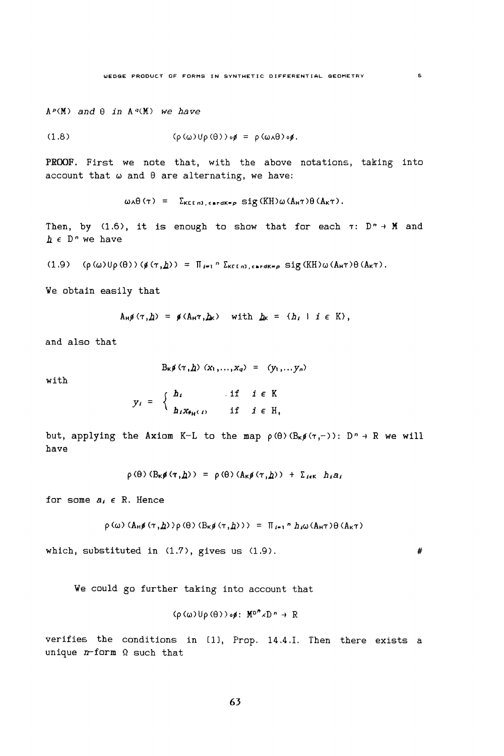$A^p(M)$ *and* $\theta$ *in* $A^q(M)$ *we have*

$$(1.8) \qquad (\rho(\omega)\cup\rho(\theta))\circ\phi = \rho(\omega\wedge\theta)\circ\phi.$$

**PROOF.** First we note that, with the above notations, taking into account that $\omega$ and $\theta$ are alternating, we have:

$$\omega\wedge\theta(\tau) = \Sigma_{K\subset[n],\,\mathrm{card}K=p}\ \mathrm{sig}(KH)\omega(A_H\tau)\theta(A_K\tau).$$

Then, by (1.6), it is enough to show that for each $\tau\colon D^n \to M$ and $\underline{h} \in D^n$ we have

$$(1.9) \quad (\rho(\omega)\cup\rho(\theta))(\phi(\tau,\underline{h})) = \Pi_{i=1}{}^n\ \Sigma_{K\subset[n],\,\mathrm{card}K=p}\ \mathrm{sig}(KH)\omega(A_H\tau)\theta(A_K\tau).$$

We obtain easily that

$$A_H\phi(\tau,\underline{h}) = \phi(A_H\tau,\underline{h}_K) \quad \text{with } \underline{h}_K = (h_i \mid i \in K),$$

and also that

$$B_K\phi(\tau,\underline{h})(x_1,\ldots,x_q) = (y_1,\ldots y_n)$$

with

$$y_i = \begin{cases} h_i & \text{if } i \in K \\ h_i x_{\phi_H(i)} & \text{if } i \in H, \end{cases}$$

but, applying the Axiom K-L to the map $\rho(\theta)(B_K\phi(\tau,-))\colon D^n \to R$ we will have

$$\rho(\theta)(B_K\phi(\tau,\underline{h})) = \rho(\theta)(A_K\phi(\tau,\underline{h})) + \Sigma_{i\in K}\ h_i a_i$$

for some $a_i \in R$. Hence

$$\rho(\omega)(A_H\phi(\tau,\underline{h}))\rho(\theta)(B_K\phi(\tau,\underline{h}))) = \Pi_{i=1}{}^n\ h_i\omega(A_H\tau)\theta(A_K\tau)$$

which, substituted in (1.7), gives us (1.9). #

We could go further taking into account that

$$(\rho(\omega)\cup\rho(\theta))\circ\phi\colon M^{D^n}\times D^n \to R$$

verifies the conditions in [1], Prop. 14.4.I. Then there exists a unique $n$-form $\Omega$ such that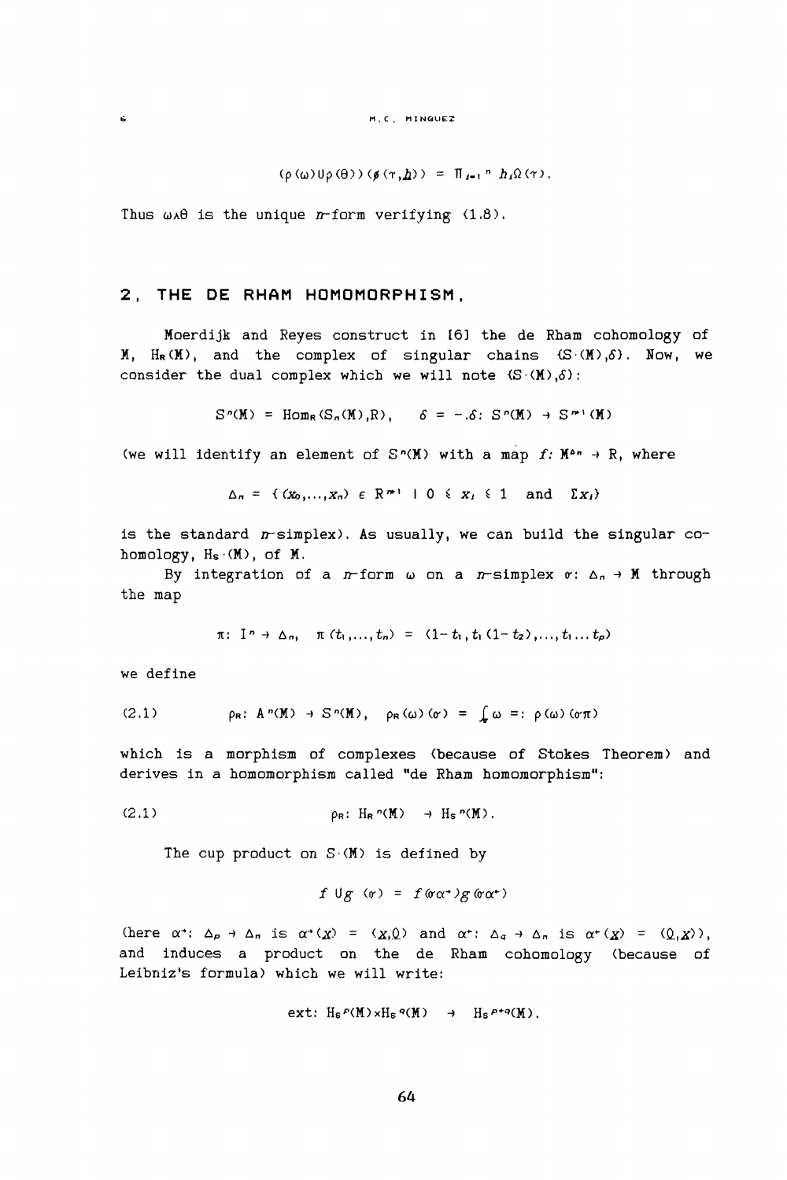$$(\rho(\omega)\cup\rho(\theta))(\phi(\tau,\underline{h})) = \Pi_{i=1}{}^{n} h_i\Omega(\tau).$$

Thus $\omega\wedge\theta$ is the unique $n$-form verifying (1.8).

## 2. THE DE RHAM HOMOMORPHISM.

Moerdijk and Reyes construct in [6] the de Rham cohomology of $M$, $H_R(M)$, and the complex of singular chains $(S_\cdot(M),\delta)$. Now, we consider the dual complex which we will note $(S^\cdot(M),\delta)$:

$$S^n(M) = \operatorname{Hom}_R(S_n(M),R), \qquad \delta = -.\delta\colon S^n(M) \to S^{n+1}(M)$$

(we will identify an element of $S^n(M)$ with a map $f\colon M^{\Delta_n} \to R$, where

$$\Delta_n = \{(x_0,\ldots,x_n) \in R^{n+1} \mid 0 \leqslant x_i \leqslant 1 \quad \text{and} \quad \Sigma x_i\}$$

is the standard $n$-simplex). As usually, we can build the singular cohomology, $H_S{}^\cdot(M)$, of $M$.

By integration of a $n$-form $\omega$ on a $n$-simplex $\sigma\colon \Delta_n \to M$ through the map

$$\pi\colon I^n \to \Delta_n, \quad \pi(t_1,\ldots,t_n) = (1-t_1, t_1(1-t_2),\ldots,t_1\ldots t_p)$$

we define

$$(2.1) \qquad \rho_R\colon A^n(M) \to S^n(M), \quad \rho_R(\omega)(\sigma) = \int_\sigma \omega =: \rho(\omega)(\sigma\pi)$$

which is a morphism of complexes (because of Stokes Theorem) and derives in a homomorphism called "de Rham homomorphism":

$$(2.1) \qquad \rho_R\colon H_R{}^n(M) \to H_S{}^n(M).$$

The cup product on $S^\cdot(M)$ is defined by

$$f \cup g\,(\sigma) = f(\sigma\alpha^+)g(\sigma\alpha^+)$$

(here $\alpha^+\colon \Delta_p \to \Delta_n$ is $\alpha^+(\underline{x}) = (\underline{x},\underline{0})$ and $\alpha^+\colon \Delta_q \to \Delta_n$ is $\alpha^+(\underline{x}) = (\underline{0},\underline{x})$), and induces a product on the de Rham cohomology (because of Leibniz's formula) which we will write:

$$\text{ext}\colon H_S{}^p(M)\times H_S{}^q(M) \to H_S{}^{p+q}(M).$$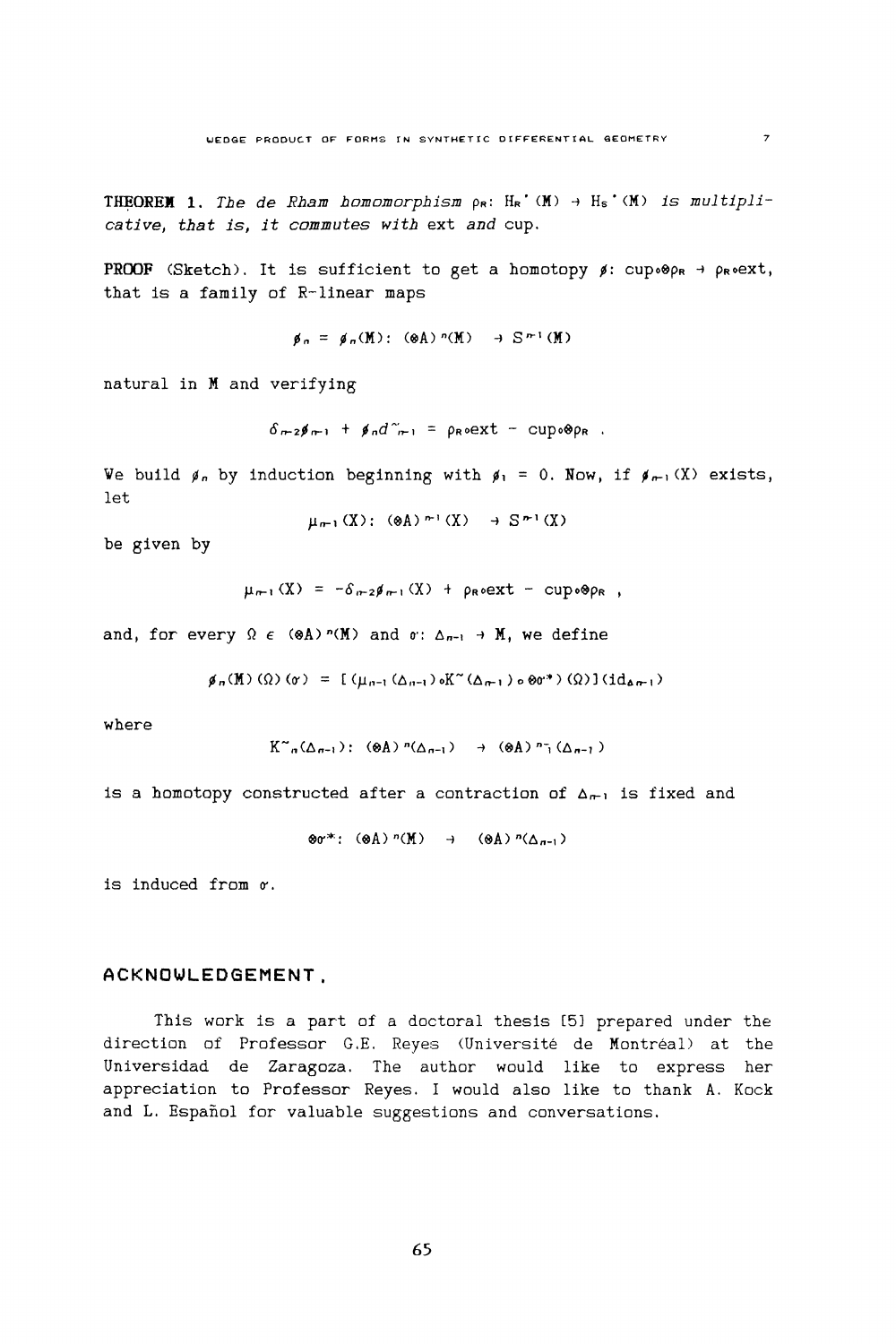**THEOREM 1.** *The de Rham homomorphism* $\rho_R$: $H_R^{\cdot}(M) \to H_S^{\cdot}(M)$ *is multiplicative, that is, it commutes with* ext *and* cup.

**PROOF** (Sketch). It is sufficient to get a homotopy $\phi$: $\text{cup}\circ\otimes\rho_R \to \rho_R\circ\text{ext}$, that is a family of R-linear maps

$$\phi_n = \phi_n(M): (\otimes A)^n(M) \to S^{n-1}(M)$$

natural in M and verifying

$$\delta_{n-2}\phi_{n-1} + \phi_n d^{\sim}_{n-1} = \rho_R\circ\text{ext} - \text{cup}\circ\otimes\rho_R \ .$$

We build $\phi_n$ by induction beginning with $\phi_1 = 0$. Now, if $\phi_{n-1}(X)$ exists, let

$$\mu_{n-1}(X): (\otimes A)^{n-1}(X) \to S^{n-1}(X)$$

be given by

$$\mu_{n-1}(X) = -\delta_{n-2}\phi_{n-1}(X) + \rho_R\circ\text{ext} - \text{cup}\circ\otimes\rho_R \ ,$$

and, for every $\Omega \in (\otimes A)^n(M)$ and $\sigma$: $\Delta_{n-1} \to M$, we define

$$\phi_n(M)(\Omega)(\sigma) = [(\mu_{n-1}(\Delta_{n-1})\circ K^{\sim}(\Delta_{n-1})\circ\otimes\sigma^*)(\Omega)](\text{id}_{\Delta_{n-1}})$$

where

$$K^{\sim}_n(\Delta_{n-1}): (\otimes A)^n(\Delta_{n-1}) \to (\otimes A)^{n-1}(\Delta_{n-1})$$

is a homotopy constructed after a contraction of $\Delta_{n-1}$ is fixed and

$$\otimes\sigma^*: (\otimes A)^n(M) \to (\otimes A)^n(\Delta_{n-1})$$

is induced from $\sigma$.

## ACKNOWLEDGEMENT.

This work is a part of a doctoral thesis [5] prepared under the direction of Professor G.E. Reyes (Université de Montréal) at the Universidad de Zaragoza. The author would like to express her appreciation to Professor Reyes. I would also like to thank A. Kock and L. Español for valuable suggestions and conversations.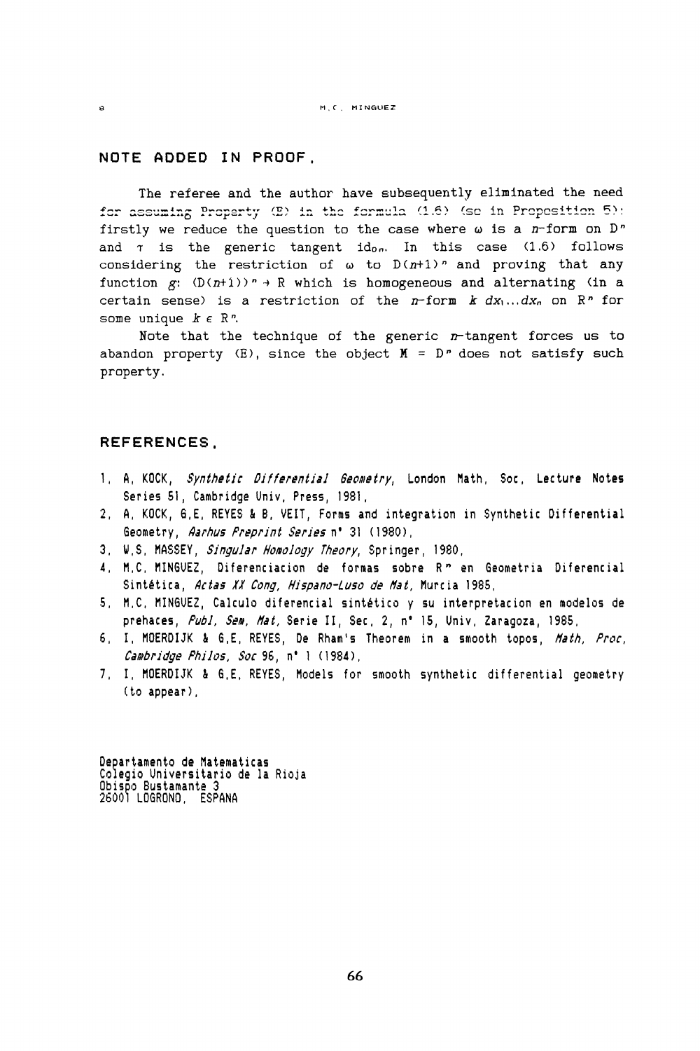## NOTE ADDED IN PROOF.

The referee and the author have subsequently eliminated the need for assuming Property (E) in the formula (1.6) (so in Proposition 5): firstly we reduce the question to the case where $\omega$ is a $n$-form on $D^n$ and $\tau$ is the generic tangent $id_{D^n}$. In this case (1.6) follows considering the restriction of $\omega$ to $D(n+1)^n$ and proving that any function $g$: $(D(n+1))^n \to R$ which is homogeneous and alternating (in a certain sense) is a restriction of the $n$-form $k\ dx_1 \ldots dx_n$ on $R^n$ for some unique $k \in R^n$.

Note that the technique of the generic $n$-tangent forces us to abandon property (E), since the object $M = D^n$ does not satisfy such property.

## REFERENCES.

1. A. KOCK, *Synthetic Differential Geometry*, London Math. Soc. Lecture Notes Series 51, Cambridge Univ. Press, 1981.
2. A. KOCK, G.E. REYES & B. VEIT, Forms and integration in Synthetic Differential Geometry, *Aarhus Preprint Series* n° 31 (1980).
3. W.S. MASSEY, *Singular Homology Theory*, Springer, 1980.
4. M.C. MINGUEZ, Diferenciacion de formas sobre $R^n$ en Geometria Diferencial Sintética, *Actas XX Cong. Hispano-Luso de Mat.* Murcia 1985.
5. M.C. MINGUEZ, Calculo diferencial sintético y su interpretacion en modelos de prehaces, *Publ. Sem. Mat.* Serie II, Sec. 2, n° 15, Univ. Zaragoza, 1985.
6. I. MOERDIJK & G.E. REYES, De Rham's Theorem in a smooth topos, *Math. Proc. Cambridge Philos. Soc* 96, n° 1 (1984).
7. I. MOERDIJK & G.E. REYES, Models for smooth synthetic differential geometry (to appear).

Departamento de Matematicas
Colegio Universitario de la Rioja
Obispo Bustamante 3
26001 LOGRONO, ESPANA